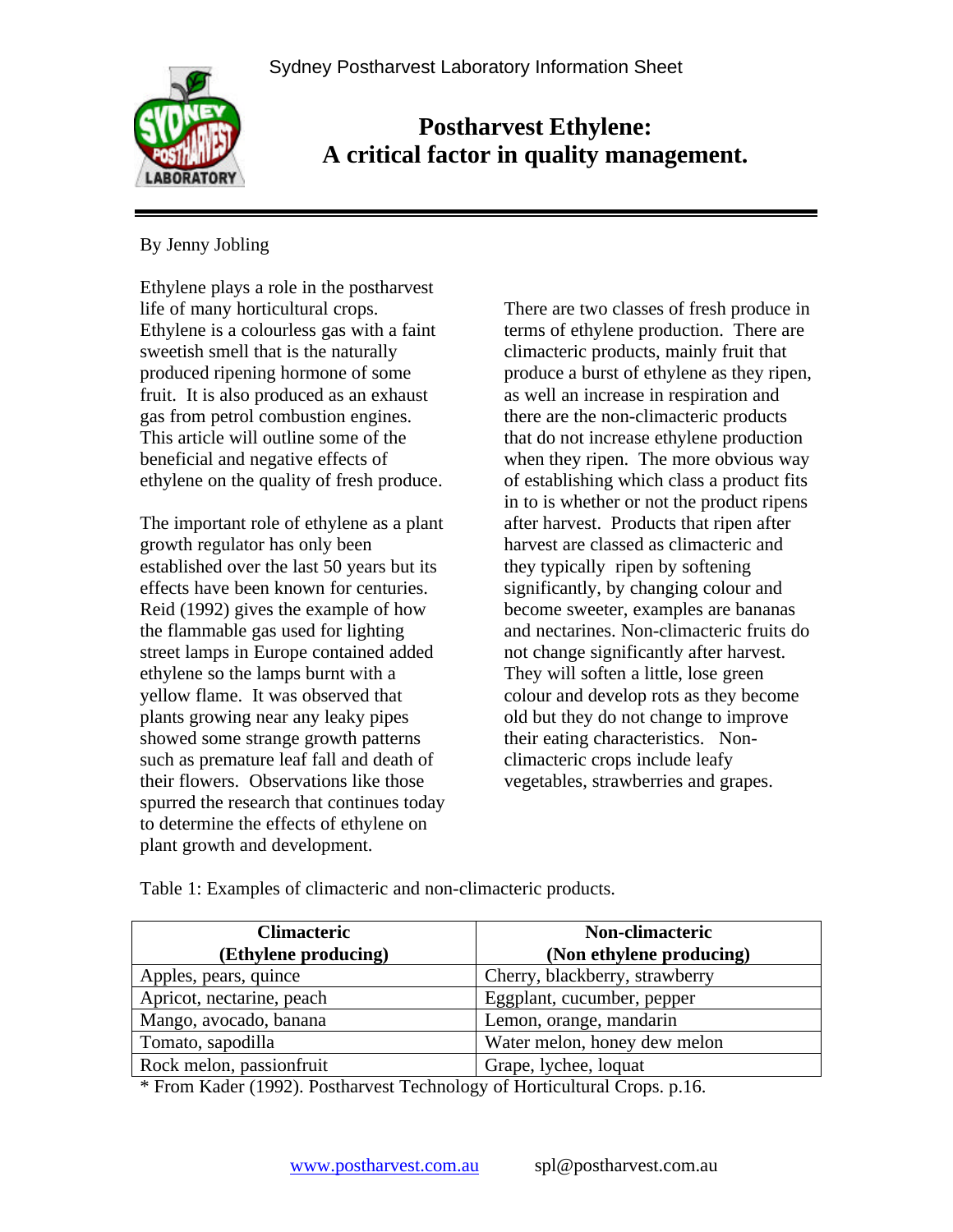Sydney Postharvest Laboratory Information Sheet

# Postharvest Ethylene: A critical factor in quality management.

By Jenny Jobling

Ethylene plays a role in the postharvest life of many horticultural crops. Ethylene is a colourless gas with a faint sweetish smell that is the naturally produced ripening hormone of some fruit. It is also produced as an exhaust gas from petrol combustion engines. This article will outline some of the beneficial and negative effects of ethylene on the quality of fresh produce.

The important role of ethylene as a plant growth regulator has only been established over the last 50 years but its effects have been known for centuries. Reid (1992) gives the example of how the flammable gas used for lighting street lamps in Europe contained added ethylene so the lamps burnt with a yellow flame. It was observed that plants growing near any leaky pipes showed some strange growth patterns such as premature leaf fall and death of their flowers. Observations like those spurred the research that continues today to determine the effects of ethylene on plant growth and development.

There are two classes of fresh produce in terms of ethylene production. There are climacteric products, mainly fruit that produce a burst of ethylene as they ripen, as well an increase in respiration and there are the non-climacteric products that do not increase ethylene production when they ripen. The more obvious way of establishing which class a product fits in to is whether or not the product ripens after harvest. Products that ripen after harvest are classed as climacteric and they typically ripen by softening significantly, by changing colour and become sweeter, examples are bananas and nectarines. Non-climacteric fruits do not change significantly after harvest. They will soften a little, lose green colour and develop rots as they become old but they do not change to improve their eating characteristics. Non-climacteric crops include leafy vegetables, strawberries and grapes.

Table 1: Examples of climacteric and non-climacteric products.

| Climacteric (Ethylene producing) | Non-climacteric (Non ethylene producing) |
|---|---|
| Apples, pears, quince | Cherry, blackberry, strawberry |
| Apricot, nectarine, peach | Eggplant, cucumber, pepper |
| Mango, avocado, banana | Lemon, orange, mandarin |
| Tomato, sapodilla | Water melon, honey dew melon |
| Rock melon, passionfruit | Grape, lychee, loquat |

* From Kader (1992). Postharvest Technology of Horticultural Crops. p.16.

www.postharvest.com.au spl@postharvest.com.au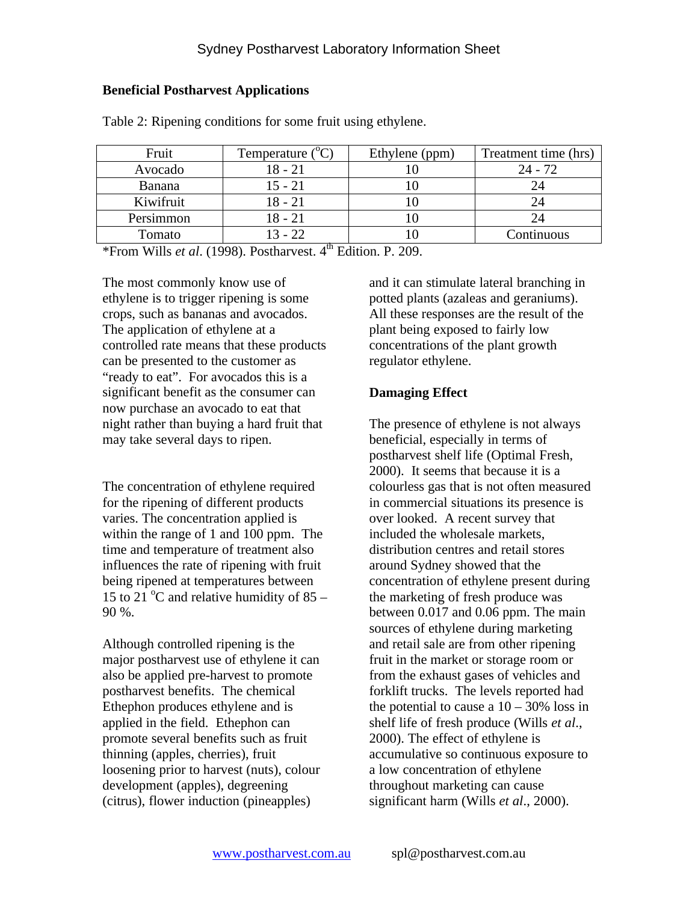## Beneficial Postharvest Applications

Table 2: Ripening conditions for some fruit using ethylene.

| Fruit | Temperature ($^{o}$C) | Ethylene (ppm) | Treatment time (hrs) |
|---|---|---|---|
| Avocado | 18 - 21 | 10 | 24 - 72 |
| Banana | 15 - 21 | 10 | 24 |
| Kiwifruit | 18 - 21 | 10 | 24 |
| Persimmon | 18 - 21 | 10 | 24 |
| Tomato | 13 - 22 | 10 | Continuous |

*From Wills *et al*. (1998). Postharvest. 4$^{th}$ Edition. P. 209.

The most commonly know use of ethylene is to trigger ripening is some crops, such as bananas and avocados. The application of ethylene at a controlled rate means that these products can be presented to the customer as "ready to eat". For avocados this is a significant benefit as the consumer can now purchase an avocado to eat that night rather than buying a hard fruit that may take several days to ripen.

The concentration of ethylene required for the ripening of different products varies. The concentration applied is within the range of 1 and 100 ppm. The time and temperature of treatment also influences the rate of ripening with fruit being ripened at temperatures between 15 to 21 $^{o}$C and relative humidity of 85 – 90 %.

Although controlled ripening is the major postharvest use of ethylene it can also be applied pre-harvest to promote postharvest benefits. The chemical Ethephon produces ethylene and is applied in the field. Ethephon can promote several benefits such as fruit thinning (apples, cherries), fruit loosening prior to harvest (nuts), colour development (apples), degreening (citrus), flower induction (pineapples) and it can stimulate lateral branching in potted plants (azaleas and geraniums). All these responses are the result of the plant being exposed to fairly low concentrations of the plant growth regulator ethylene.

## Damaging Effect

The presence of ethylene is not always beneficial, especially in terms of postharvest shelf life (Optimal Fresh, 2000). It seems that because it is a colourless gas that is not often measured in commercial situations its presence is over looked. A recent survey that included the wholesale markets, distribution centres and retail stores around Sydney showed that the concentration of ethylene present during the marketing of fresh produce was between 0.017 and 0.06 ppm. The main sources of ethylene during marketing and retail sale are from other ripening fruit in the market or storage room or from the exhaust gases of vehicles and forklift trucks. The levels reported had the potential to cause a 10 – 30% loss in shelf life of fresh produce (Wills *et al*., 2000). The effect of ethylene is accumulative so continuous exposure to a low concentration of ethylene throughout marketing can cause significant harm (Wills *et al*., 2000).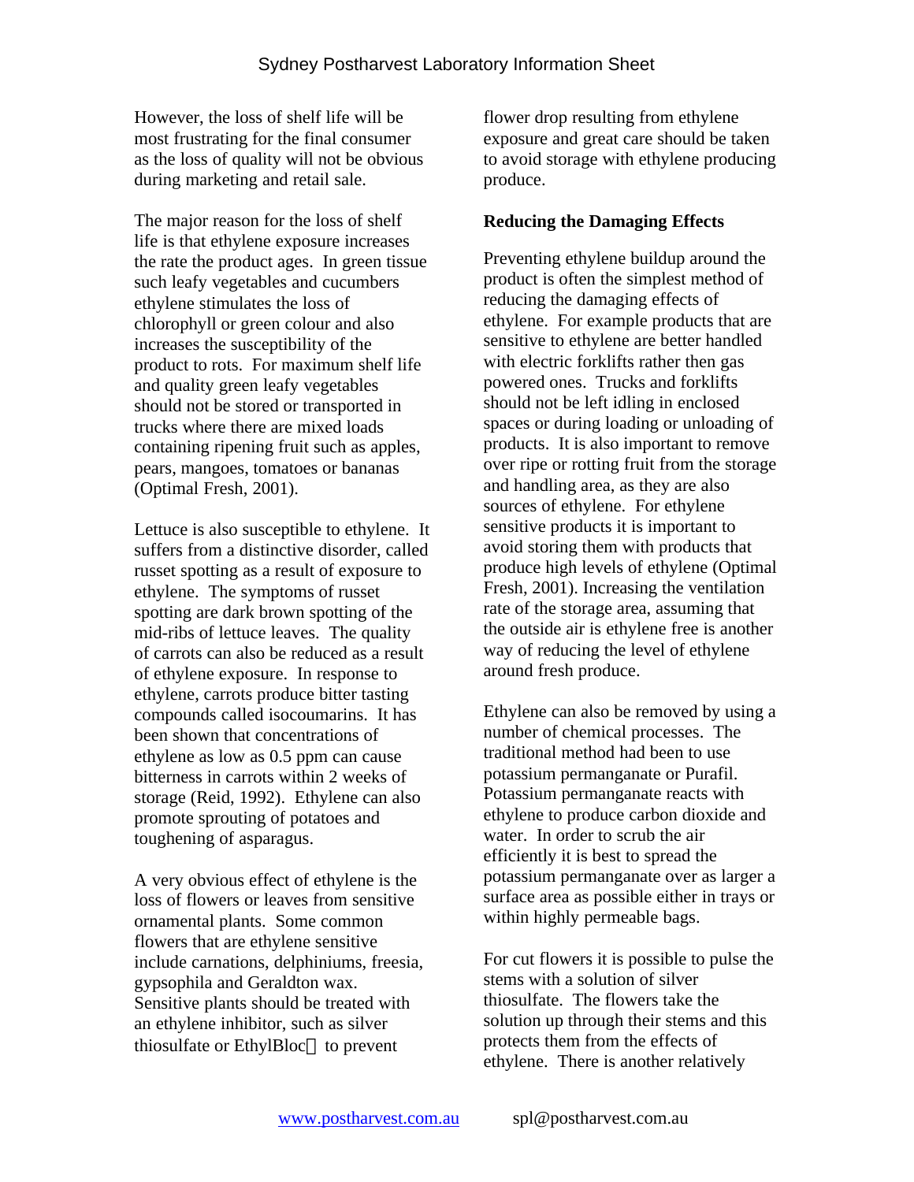However, the loss of shelf life will be most frustrating for the final consumer as the loss of quality will not be obvious during marketing and retail sale.

The major reason for the loss of shelf life is that ethylene exposure increases the rate the product ages. In green tissue such leafy vegetables and cucumbers ethylene stimulates the loss of chlorophyll or green colour and also increases the susceptibility of the product to rots. For maximum shelf life and quality green leafy vegetables should not be stored or transported in trucks where there are mixed loads containing ripening fruit such as apples, pears, mangoes, tomatoes or bananas (Optimal Fresh, 2001).

Lettuce is also susceptible to ethylene. It suffers from a distinctive disorder, called russet spotting as a result of exposure to ethylene. The symptoms of russet spotting are dark brown spotting of the mid-ribs of lettuce leaves. The quality of carrots can also be reduced as a result of ethylene exposure. In response to ethylene, carrots produce bitter tasting compounds called isocoumarins. It has been shown that concentrations of ethylene as low as 0.5 ppm can cause bitterness in carrots within 2 weeks of storage (Reid, 1992). Ethylene can also promote sprouting of potatoes and toughening of asparagus.

A very obvious effect of ethylene is the loss of flowers or leaves from sensitive ornamental plants. Some common flowers that are ethylene sensitive include carnations, delphiniums, freesia, gypsophila and Geraldton wax. Sensitive plants should be treated with an ethylene inhibitor, such as silver thiosulfate or EthylBloc to prevent flower drop resulting from ethylene exposure and great care should be taken to avoid storage with ethylene producing produce.

**Reducing the Damaging Effects**

Preventing ethylene buildup around the product is often the simplest method of reducing the damaging effects of ethylene. For example products that are sensitive to ethylene are better handled with electric forklifts rather then gas powered ones. Trucks and forklifts should not be left idling in enclosed spaces or during loading or unloading of products. It is also important to remove over ripe or rotting fruit from the storage and handling area, as they are also sources of ethylene. For ethylene sensitive products it is important to avoid storing them with products that produce high levels of ethylene (Optimal Fresh, 2001). Increasing the ventilation rate of the storage area, assuming that the outside air is ethylene free is another way of reducing the level of ethylene around fresh produce.

Ethylene can also be removed by using a number of chemical processes. The traditional method had been to use potassium permanganate or Purafil. Potassium permanganate reacts with ethylene to produce carbon dioxide and water. In order to scrub the air efficiently it is best to spread the potassium permanganate over as larger a surface area as possible either in trays or within highly permeable bags.

For cut flowers it is possible to pulse the stems with a solution of silver thiosulfate. The flowers take the solution up through their stems and this protects them from the effects of ethylene. There is another relatively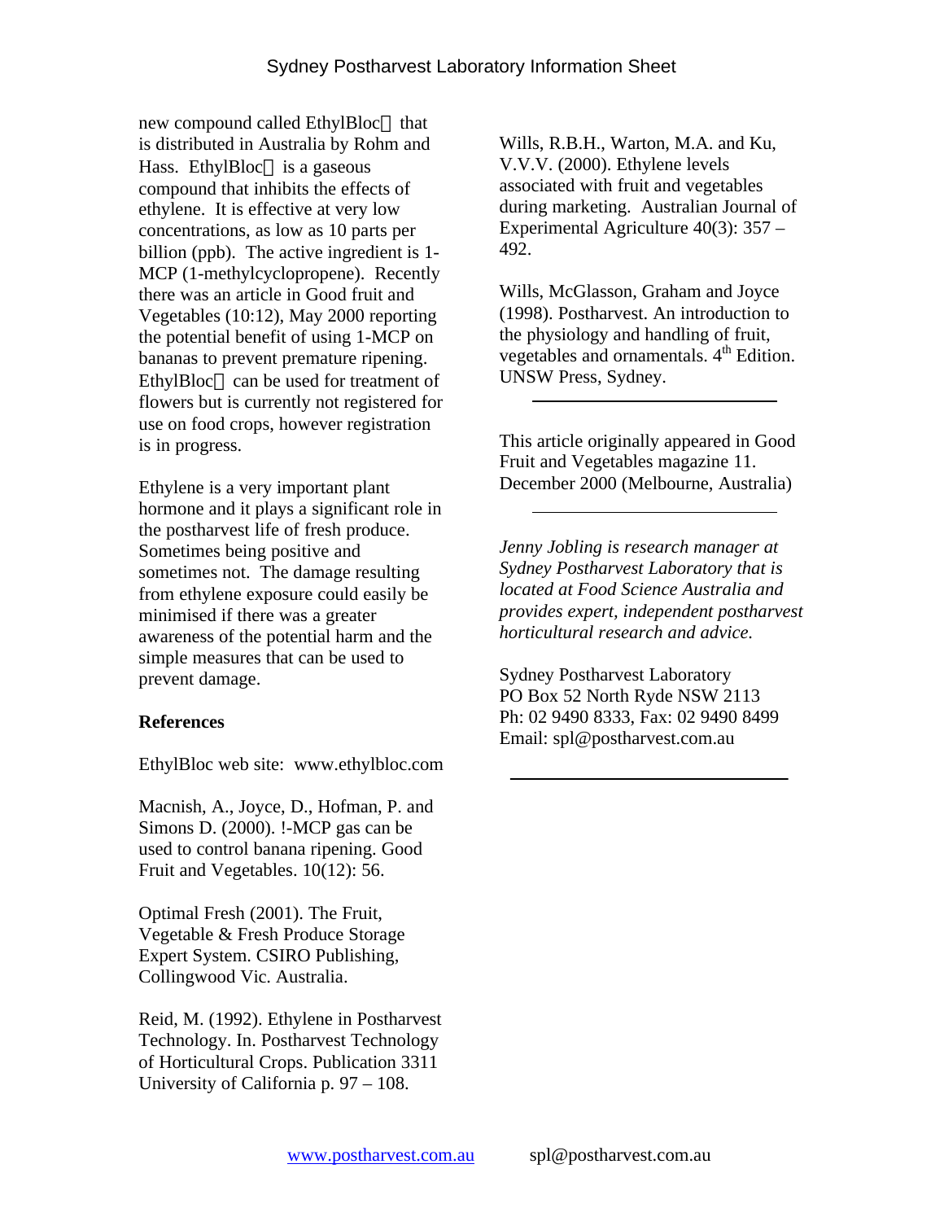new compound called EthylBloc that is distributed in Australia by Rohm and Hass. EthylBloc is a gaseous compound that inhibits the effects of ethylene. It is effective at very low concentrations, as low as 10 parts per billion (ppb). The active ingredient is 1-MCP (1-methylcyclopropene). Recently there was an article in Good fruit and Vegetables (10:12), May 2000 reporting the potential benefit of using 1-MCP on bananas to prevent premature ripening. EthylBloc can be used for treatment of flowers but is currently not registered for use on food crops, however registration is in progress.

Ethylene is a very important plant hormone and it plays a significant role in the postharvest life of fresh produce. Sometimes being positive and sometimes not. The damage resulting from ethylene exposure could easily be minimised if there was a greater awareness of the potential harm and the simple measures that can be used to prevent damage.

**References**

EthylBloc web site: www.ethylbloc.com

Macnish, A., Joyce, D., Hofman, P. and Simons D. (2000). !-MCP gas can be used to control banana ripening. Good Fruit and Vegetables. 10(12): 56.

Optimal Fresh (2001). The Fruit, Vegetable & Fresh Produce Storage Expert System. CSIRO Publishing, Collingwood Vic. Australia.

Reid, M. (1992). Ethylene in Postharvest Technology. In. Postharvest Technology of Horticultural Crops. Publication 3311 University of California p. 97 – 108.

Wills, R.B.H., Warton, M.A. and Ku, V.V.V. (2000). Ethylene levels associated with fruit and vegetables during marketing. Australian Journal of Experimental Agriculture 40(3): 357 – 492.

Wills, McGlasson, Graham and Joyce (1998). Postharvest. An introduction to the physiology and handling of fruit, vegetables and ornamentals. 4th Edition. UNSW Press, Sydney.

---

This article originally appeared in Good Fruit and Vegetables magazine 11. December 2000 (Melbourne, Australia)

---

*Jenny Jobling is research manager at Sydney Postharvest Laboratory that is located at Food Science Australia and provides expert, independent postharvest horticultural research and advice.*

Sydney Postharvest Laboratory
PO Box 52 North Ryde NSW 2113
Ph: 02 9490 8333, Fax: 02 9490 8499
Email: spl@postharvest.com.au

---